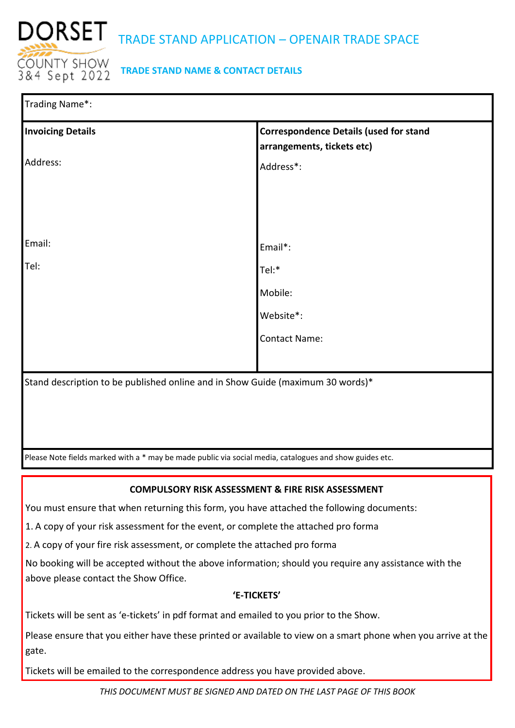DORSET COUNTY SHOW 3&4 Sept 2022

# TRADE STAND APPLICATION – OPENAIR TRADE SPACE

## TRADE STAND NAME & CONTACT DETAILS

| Trading Name*: | |
|---|---|
| **Invoicing Details** | **Correspondence Details (used for stand arrangements, tickets etc)** |
| Address: | Address*: |
| Email: | Email*: |
| Tel: | Tel:* |
| | Mobile: |
| | Website*: |
| | Contact Name: |
| Stand description to be published online and in Show Guide (maximum 30 words)* | |
| Please Note fields marked with a * may be made public via social media, catalogues and show guides etc. | |

### COMPULSORY RISK ASSESSMENT & FIRE RISK ASSESSMENT

You must ensure that when returning this form, you have attached the following documents:

1. A copy of your risk assessment for the event, or complete the attached pro forma
2. A copy of your fire risk assessment, or complete the attached pro forma

No booking will be accepted without the above information; should you require any assistance with the above please contact the Show Office.

### 'E-TICKETS'

Tickets will be sent as 'e-tickets' in pdf format and emailed to you prior to the Show.

Please ensure that you either have these printed or available to view on a smart phone when you arrive at the gate.

Tickets will be emailed to the correspondence address you have provided above.

*THIS DOCUMENT MUST BE SIGNED AND DATED ON THE LAST PAGE OF THIS BOOK*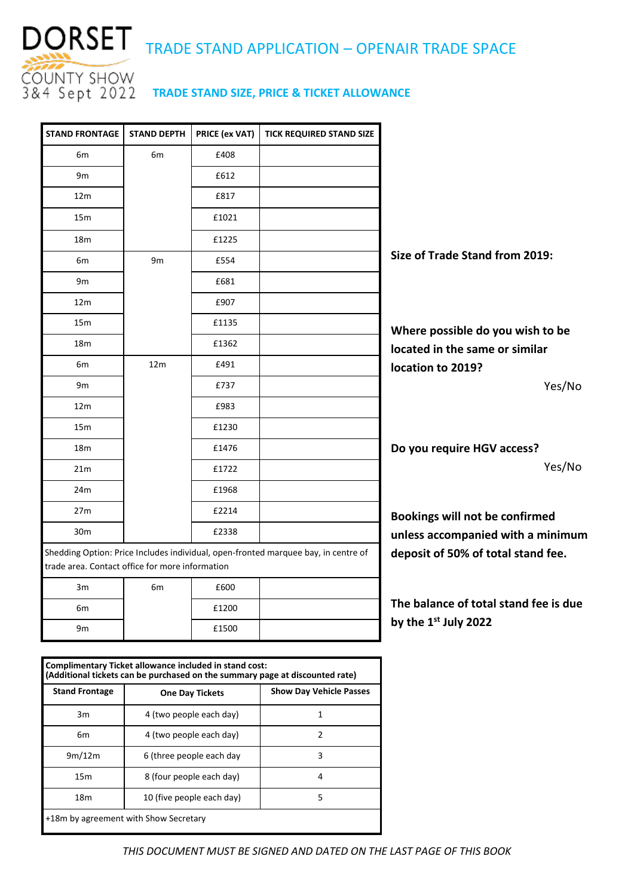DORSET COUNTY SHOW 3&4 Sept 2022

# TRADE STAND APPLICATION – OPENAIR TRADE SPACE

## TRADE STAND SIZE, PRICE & TICKET ALLOWANCE

| STAND FRONTAGE | STAND DEPTH | PRICE (ex VAT) | TICK REQUIRED STAND SIZE |
|---|---|---|---|
| 6m | 6m | £408 | |
| 9m | | £612 | |
| 12m | | £817 | |
| 15m | | £1021 | |
| 18m | | £1225 | |
| 6m | 9m | £554 | |
| 9m | | £681 | |
| 12m | | £907 | |
| 15m | | £1135 | |
| 18m | | £1362 | |
| 6m | 12m | £491 | |
| 9m | | £737 | |
| 12m | | £983 | |
| 15m | | £1230 | |
| 18m | | £1476 | |
| 21m | | £1722 | |
| 24m | | £1968 | |
| 27m | | £2214 | |
| 30m | | £2338 | |
| Shedding Option: Price Includes individual, open-fronted marquee bay, in centre of trade area. Contact office for more information | | | |
| 3m | 6m | £600 | |
| 6m | | £1200 | |
| 9m | | £1500 | |

**Size of Trade Stand from 2019:**

**Where possible do you wish to be located in the same or similar location to 2019?**

Yes/No

**Do you require HGV access?**

Yes/No

**Bookings will not be confirmed unless accompanied with a minimum deposit of 50% of total stand fee.**

**The balance of total stand fee is due by the 1st July 2022**

**Complimentary Ticket allowance included in stand cost:**
**(Additional tickets can be purchased on the summary page at discounted rate)**

| Stand Frontage | One Day Tickets | Show Day Vehicle Passes |
|---|---|---|
| 3m | 4 (two people each day) | 1 |
| 6m | 4 (two people each day) | 2 |
| 9m/12m | 6 (three people each day | 3 |
| 15m | 8 (four people each day) | 4 |
| 18m | 10 (five people each day) | 5 |
| +18m by agreement with Show Secretary | | |

*THIS DOCUMENT MUST BE SIGNED AND DATED ON THE LAST PAGE OF THIS BOOK*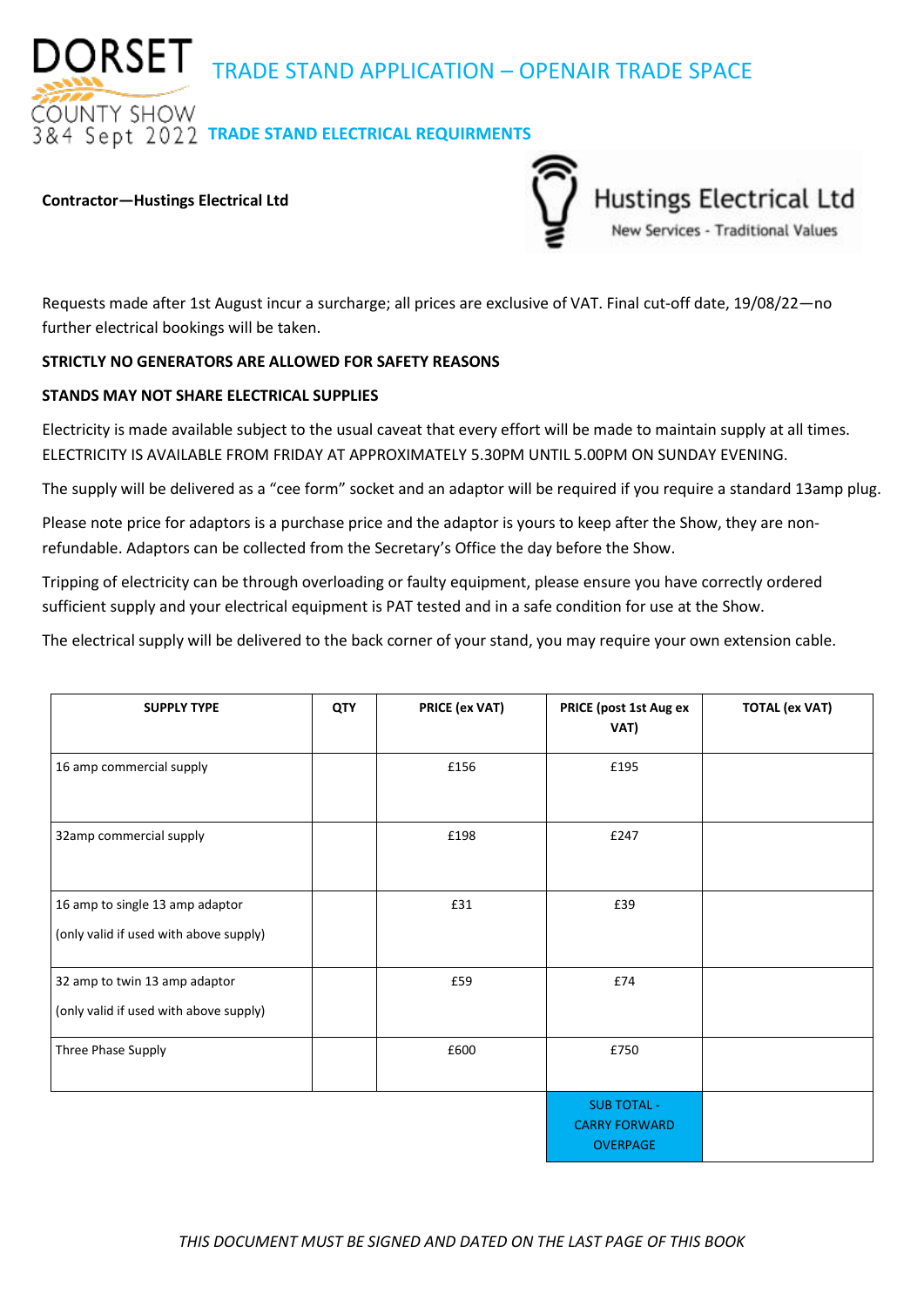DORSET COUNTY SHOW 3&4 Sept 2022

# TRADE STAND APPLICATION – OPENAIR TRADE SPACE

## TRADE STAND ELECTRICAL REQUIRMENTS

**Contractor—Hustings Electrical Ltd**

Hustings Electrical Ltd
New Services - Traditional Values

Requests made after 1st August incur a surcharge; all prices are exclusive of VAT. Final cut-off date, 19/08/22—no further electrical bookings will be taken.

**STRICTLY NO GENERATORS ARE ALLOWED FOR SAFETY REASONS**

**STANDS MAY NOT SHARE ELECTRICAL SUPPLIES**

Electricity is made available subject to the usual caveat that every effort will be made to maintain supply at all times. ELECTRICITY IS AVAILABLE FROM FRIDAY AT APPROXIMATELY 5.30PM UNTIL 5.00PM ON SUNDAY EVENING.

The supply will be delivered as a "cee form" socket and an adaptor will be required if you require a standard 13amp plug.

Please note price for adaptors is a purchase price and the adaptor is yours to keep after the Show, they are non-refundable. Adaptors can be collected from the Secretary's Office the day before the Show.

Tripping of electricity can be through overloading or faulty equipment, please ensure you have correctly ordered sufficient supply and your electrical equipment is PAT tested and in a safe condition for use at the Show.

The electrical supply will be delivered to the back corner of your stand, you may require your own extension cable.

| SUPPLY TYPE | QTY | PRICE (ex VAT) | PRICE (post 1st Aug ex VAT) | TOTAL (ex VAT) |
|---|---|---|---|---|
| 16 amp commercial supply | | £156 | £195 | |
| 32amp commercial supply | | £198 | £247 | |
| 16 amp to single 13 amp adaptor (only valid if used with above supply) | | £31 | £39 | |
| 32 amp to twin 13 amp adaptor (only valid if used with above supply) | | £59 | £74 | |
| Three Phase Supply | | £600 | £750 | |
| | | | SUB TOTAL - CARRY FORWARD OVERPAGE | |

*THIS DOCUMENT MUST BE SIGNED AND DATED ON THE LAST PAGE OF THIS BOOK*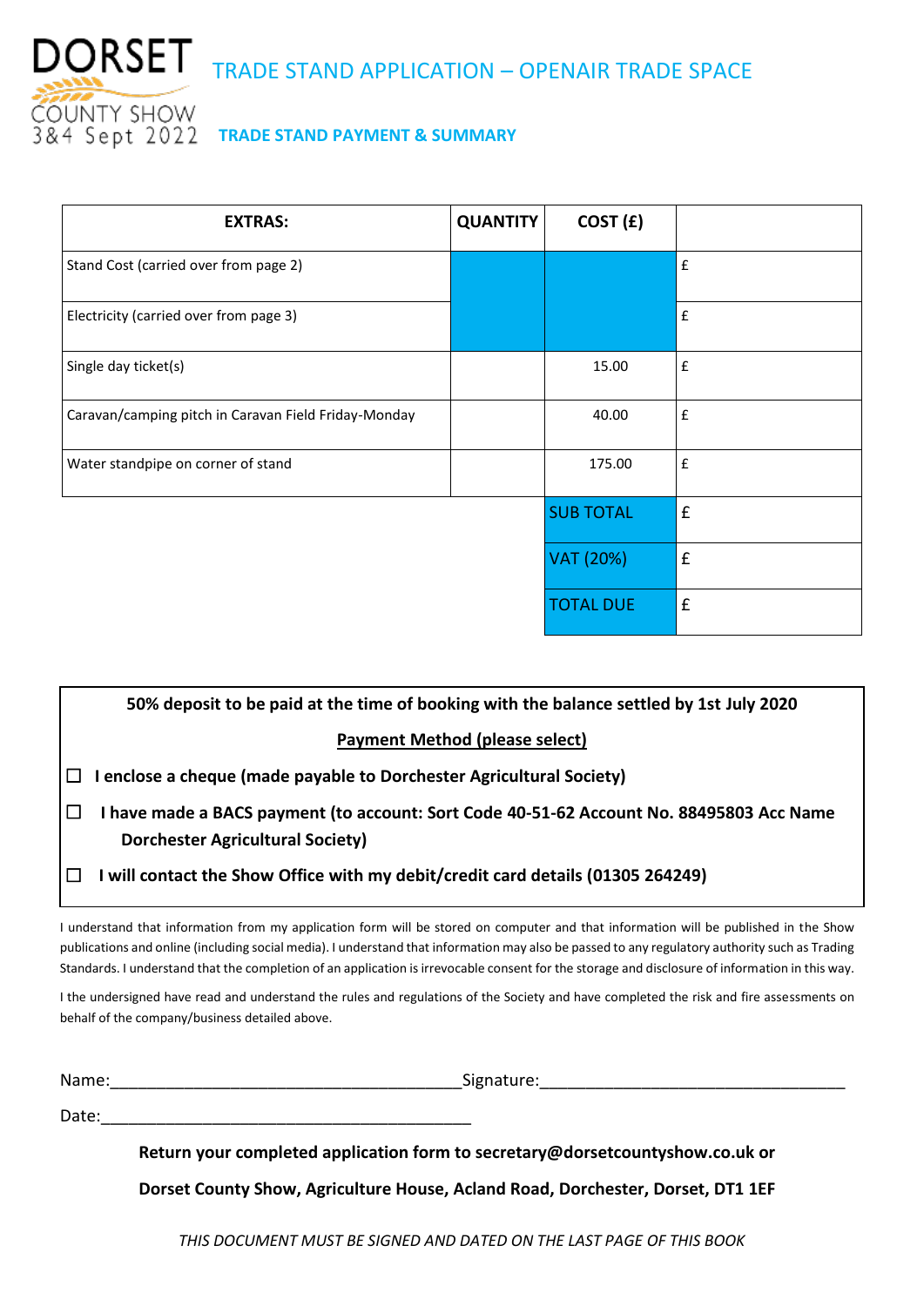# DORSET COUNTY SHOW 3&4 Sept 2022

## TRADE STAND APPLICATION – OPENAIR TRADE SPACE

### TRADE STAND PAYMENT & SUMMARY

| EXTRAS: | QUANTITY | COST (£) | |
|---|---|---|---|
| Stand Cost (carried over from page 2) | | | £ |
| Electricity (carried over from page 3) | | | £ |
| Single day ticket(s) | | 15.00 | £ |
| Caravan/camping pitch in Caravan Field Friday-Monday | | 40.00 | £ |
| Water standpipe on corner of stand | | 175.00 | £ |
| | | SUB TOTAL | £ |
| | | VAT (20%) | £ |
| | | TOTAL DUE | £ |

**50% deposit to be paid at the time of booking with the balance settled by 1st July 2020**

**Payment Method (please select)**

- ☐ **I enclose a cheque (made payable to Dorchester Agricultural Society)**
- ☐ **I have made a BACS payment (to account: Sort Code 40-51-62 Account No. 88495803 Acc Name Dorchester Agricultural Society)**
- ☐ **I will contact the Show Office with my debit/credit card details (01305 264249)**

I understand that information from my application form will be stored on computer and that information will be published in the Show publications and online (including social media). I understand that information may also be passed to any regulatory authority such as Trading Standards. I understand that the completion of an application is irrevocable consent for the storage and disclosure of information in this way.

I the undersigned have read and understand the rules and regulations of the Society and have completed the risk and fire assessments on behalf of the company/business detailed above.

Name:_______________________________________Signature:_________________________________

Date:_________________________________________

**Return your completed application form to secretary@dorsetcountyshow.co.uk or**

**Dorset County Show, Agriculture House, Acland Road, Dorchester, Dorset, DT1 1EF**

*THIS DOCUMENT MUST BE SIGNED AND DATED ON THE LAST PAGE OF THIS BOOK*